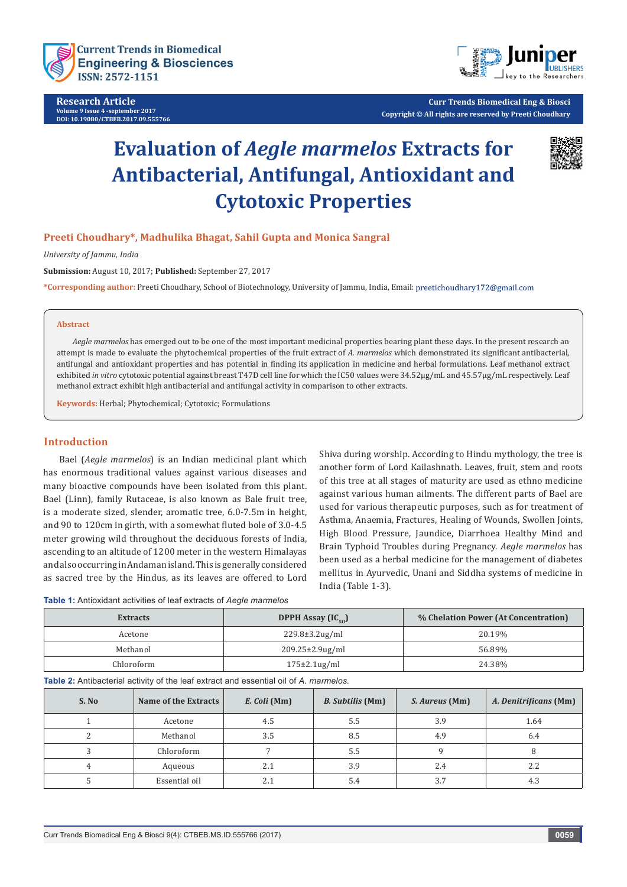# Evaluation of *Aegle marmelos* Extracts for Antibacterial, Antifungal, Antioxidant and Cytotoxic Properties

**Preeti Choudhary*, Madhulika Bhagat, Sahil Gupta and Monica Sangral**

*University of Jammu, India*

**Submission:** August 10, 2017; **Published:** September 27, 2017

***Corresponding author:** Preeti Choudhary, School of Biotechnology, University of Jammu, India, Email: preetichoudhary172@gmail.com

## Abstract

*Aegle marmelos* has emerged out to be one of the most important medicinal properties bearing plant these days. In the present research an attempt is made to evaluate the phytochemical properties of the fruit extract of *A. marmelos* which demonstrated its significant antibacterial, antifungal and antioxidant properties and has potential in finding its application in medicine and herbal formulations. Leaf methanol extract exhibited *in vitro* cytotoxic potential against breast T47D cell line for which the IC50 values were 34.52μg/mL and 45.57μg/mL respectively. Leaf methanol extract exhibit high antibacterial and antifungal activity in comparison to other extracts.

**Keywords:** Herbal; Phytochemical; Cytotoxic; Formulations

## Introduction

Bael (*Aegle marmelos*) is an Indian medicinal plant which has enormous traditional values against various diseases and many bioactive compounds have been isolated from this plant. Bael (Linn), family Rutaceae, is also known as Bale fruit tree, is a moderate sized, slender, aromatic tree, 6.0-7.5m in height, and 90 to 120cm in girth, with a somewhat fluted bole of 3.0-4.5 meter growing wild throughout the deciduous forests of India, ascending to an altitude of 1200 meter in the western Himalayas and also occurring in Andaman island. This is generally considered as sacred tree by the Hindus, as its leaves are offered to Lord Shiva during worship. According to Hindu mythology, the tree is another form of Lord Kailashnath. Leaves, fruit, stem and roots of this tree at all stages of maturity are used as ethno medicine against various human ailments. The different parts of Bael are used for various therapeutic purposes, such as for treatment of Asthma, Anaemia, Fractures, Healing of Wounds, Swollen Joints, High Blood Pressure, Jaundice, Diarrhoea Healthy Mind and Brain Typhoid Troubles during Pregnancy. *Aegle marmelos* has been used as a herbal medicine for the management of diabetes mellitus in Ayurvedic, Unani and Siddha systems of medicine in India (Table 1-3).

**Table 1:** Antioxidant activities of leaf extracts of *Aegle marmelos*

| Extracts | DPPH Assay ($IC_{50}$) | % Chelation Power (At Concentration) |
|---|---|---|
| Acetone | 229.8±3.2ug/ml | 20.19% |
| Methanol | 209.25±2.9ug/ml | 56.89% |
| Chloroform | 175±2.1ug/ml | 24.38% |

**Table 2:** Antibacterial activity of the leaf extract and essential oil of *A. marmelos*.

| S. No | Name of the Extracts | *E. Coli* (Mm) | *B. Subtilis* (Mm) | *S. Aureus* (Mm) | *A. Denitrificans* (Mm) |
|---|---|---|---|---|---|
| 1 | Acetone | 4.5 | 5.5 | 3.9 | 1.64 |
| 2 | Methanol | 3.5 | 8.5 | 4.9 | 6.4 |
| 3 | Chloroform | 7 | 5.5 | 9 | 8 |
| 4 | Aqueous | 2.1 | 3.9 | 2.4 | 2.2 |
| 5 | Essential oil | 2.1 | 5.4 | 3.7 | 4.3 |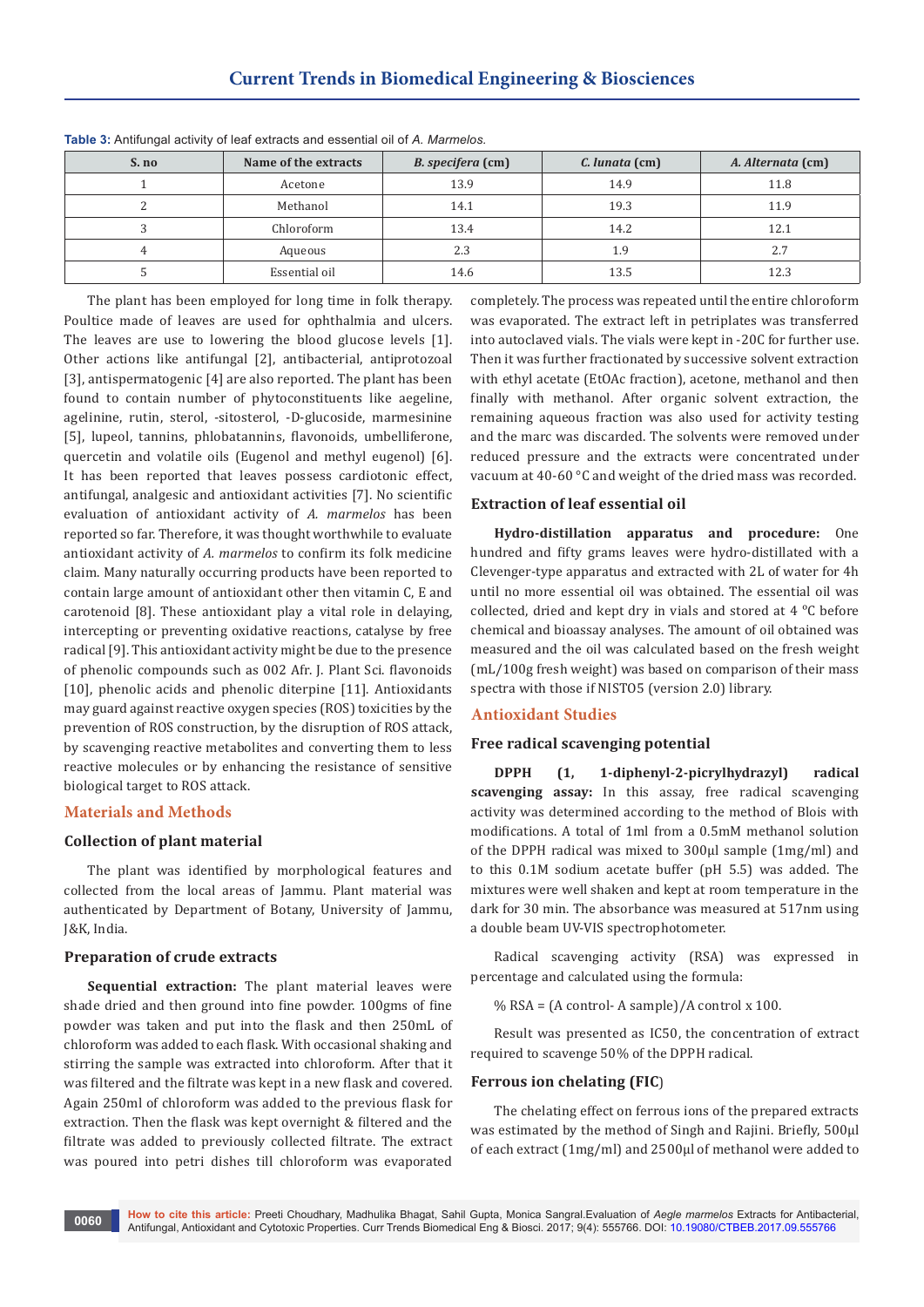**Table 3:** Antifungal activity of leaf extracts and essential oil of *A. Marmelos*.

| S. no | Name of the extracts | *B. specifera* (cm) | *C. lunata* (cm) | *A. Alternata* (cm) |
|---|---|---|---|---|
| 1 | Acetone | 13.9 | 14.9 | 11.8 |
| 2 | Methanol | 14.1 | 19.3 | 11.9 |
| 3 | Chloroform | 13.4 | 14.2 | 12.1 |
| 4 | Aqueous | 2.3 | 1.9 | 2.7 |
| 5 | Essential oil | 14.6 | 13.5 | 12.3 |

The plant has been employed for long time in folk therapy. Poultice made of leaves are used for ophthalmia and ulcers. The leaves are use to lowering the blood glucose levels [1]. Other actions like antifungal [2], antibacterial, antiprotozoal [3], antispermatogenic [4] are also reported. The plant has been found to contain number of phytoconstituents like aegeline, agelinine, rutin, sterol, -sitosterol, -D-glucoside, marmesinine [5], lupeol, tannins, phlobatannins, flavonoids, umbelliferone, quercetin and volatile oils (Eugenol and methyl eugenol) [6]. It has been reported that leaves possess cardiotonic effect, antifungal, analgesic and antioxidant activities [7]. No scientific evaluation of antioxidant activity of *A. marmelos* has been reported so far. Therefore, it was thought worthwhile to evaluate antioxidant activity of *A. marmelos* to confirm its folk medicine claim. Many naturally occurring products have been reported to contain large amount of antioxidant other then vitamin C, E and carotenoid [8]. These antioxidant play a vital role in delaying, intercepting or preventing oxidative reactions, catalyse by free radical [9]. This antioxidant activity might be due to the presence of phenolic compounds such as 002 Afr. J. Plant Sci. flavonoids [10], phenolic acids and phenolic diterpine [11]. Antioxidants may guard against reactive oxygen species (ROS) toxicities by the prevention of ROS construction, by the disruption of ROS attack, by scavenging reactive metabolites and converting them to less reactive molecules or by enhancing the resistance of sensitive biological target to ROS attack.

## Materials and Methods

### Collection of plant material

The plant was identified by morphological features and collected from the local areas of Jammu. Plant material was authenticated by Department of Botany, University of Jammu, J&K, India.

### Preparation of crude extracts

**Sequential extraction:** The plant material leaves were shade dried and then ground into fine powder. 100gms of fine powder was taken and put into the flask and then 250mL of chloroform was added to each flask. With occasional shaking and stirring the sample was extracted into chloroform. After that it was filtered and the filtrate was kept in a new flask and covered. Again 250ml of chloroform was added to the previous flask for extraction. Then the flask was kept overnight & filtered and the filtrate was added to previously collected filtrate. The extract was poured into petri dishes till chloroform was evaporated completely. The process was repeated until the entire chloroform was evaporated. The extract left in petriplates was transferred into autoclaved vials. The vials were kept in -20C for further use. Then it was further fractionated by successive solvent extraction with ethyl acetate (EtOAc fraction), acetone, methanol and then finally with methanol. After organic solvent extraction, the remaining aqueous fraction was also used for activity testing and the marc was discarded. The solvents were removed under reduced pressure and the extracts were concentrated under vacuum at 40-60 °C and weight of the dried mass was recorded.

### Extraction of leaf essential oil

**Hydro-distillation apparatus and procedure:** One hundred and fifty grams leaves were hydro-distillated with a Clevenger-type apparatus and extracted with 2L of water for 4h until no more essential oil was obtained. The essential oil was collected, dried and kept dry in vials and stored at 4 ºC before chemical and bioassay analyses. The amount of oil obtained was measured and the oil was calculated based on the fresh weight (mL/100g fresh weight) was based on comparison of their mass spectra with those if NISTO5 (version 2.0) library.

## Antioxidant Studies

### Free radical scavenging potential

**DPPH (1, 1-diphenyl-2-picrylhydrazyl) radical scavenging assay:** In this assay, free radical scavenging activity was determined according to the method of Blois with modifications. A total of 1ml from a 0.5mM methanol solution of the DPPH radical was mixed to 300µl sample (1mg/ml) and to this 0.1M sodium acetate buffer (pH 5.5) was added. The mixtures were well shaken and kept at room temperature in the dark for 30 min. The absorbance was measured at 517nm using a double beam UV-VIS spectrophotometer.

Radical scavenging activity (RSA) was expressed in percentage and calculated using the formula:

% RSA = (A control- A sample)/A control x 100.

Result was presented as IC50, the concentration of extract required to scavenge 50% of the DPPH radical.

### Ferrous ion chelating (FIC)

The chelating effect on ferrous ions of the prepared extracts was estimated by the method of Singh and Rajini. Briefly, 500µl of each extract (1mg/ml) and 2500µl of methanol were added to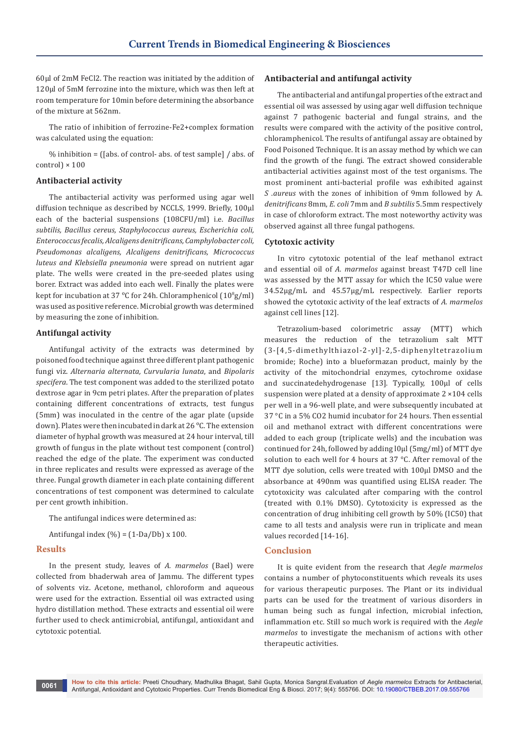60µl of 2mM $FeCl_2$. The reaction was initiated by the addition of 120µl of 5mM ferrozine into the mixture, which was then left at room temperature for 10min before determining the absorbance of the mixture at 562nm.

The ratio of inhibition of ferrozine-$Fe^{2+}$complex formation was calculated using the equation:

% inhibition = ([abs. of control- abs. of test sample] / abs. of control) × 100

### Antibacterial activity

The antibacterial activity was performed using agar well diffusion technique as described by NCCLS, 1999. Briefly, 100µl each of the bacterial suspensions (108CFU/ml) i.e. *Bacillus subtilis, Bacillus cereus, Staphylococcus aureus, Escherichia coli, Enterococcus fecalis, Alcaligens denitrificans, Camphylobacter coli, Pseudomonas alcaligens, Alcaligens denitrificans, Micrococcus luteus and Klebsiella pneumonia* were spread on nutrient agar plate. The wells were created in the pre-seeded plates using borer. Extract was added into each well. Finally the plates were kept for incubation at 37 °C for 24h. Chloramphenicol ($10^8$g/ml) was used as positive reference. Microbial growth was determined by measuring the zone of inhibition.

### Antifungal activity

Antifungal activity of the extracts was determined by poisoned food technique against three different plant pathogenic fungi viz. *Alternaria alternata, Curvularia lunata*, and *Bipolaris specifera*. The test component was added to the sterilized potato dextrose agar in 9cm petri plates. After the preparation of plates containing different concentrations of extracts, test fungus (5mm) was inoculated in the centre of the agar plate (upside down). Plates were then incubated in dark at 26 °C. The extension diameter of hyphal growth was measured at 24 hour interval, till growth of fungus in the plate without test component (control) reached the edge of the plate. The experiment was conducted in three replicates and results were expressed as average of the three. Fungal growth diameter in each plate containing different concentrations of test component was determined to calculate per cent growth inhibition.

The antifungal indices were determined as:

Antifungal index (%) = (1-Da/Db) x 100.

## Results

In the present study, leaves of *A. marmelos* (Bael) were collected from bhaderwah area of Jammu. The different types of solvents viz. Acetone, methanol, chloroform and aqueous were used for the extraction. Essential oil was extracted using hydro distillation method. These extracts and essential oil were further used to check antimicrobial, antifungal, antioxidant and cytotoxic potential.

### Antibacterial and antifungal activity

The antibacterial and antifungal properties of the extract and essential oil was assessed by using agar well diffusion technique against 7 pathogenic bacterial and fungal strains, and the results were compared with the activity of the positive control, chloramphenicol. The results of antifungal assay are obtained by Food Poisoned Technique. It is an assay method by which we can find the growth of the fungi. The extract showed considerable antibacterial activities against most of the test organisms. The most prominent anti-bacterial profile was exhibited against *S .aureus* with the zones of inhibition of 9mm followed by A. *denitrificans* 8mm, *E. coli* 7mm and *B subtilis* 5.5mm respectively in case of chloroform extract. The most noteworthy activity was observed against all three fungal pathogens.

### Cytotoxic activity

In vitro cytotoxic potential of the leaf methanol extract and essential oil of *A. marmelos* against breast T47D cell line was assessed by the MTT assay for which the IC50 value were 34.52µg/mL and 45.57µg/mL respectively. Earlier reports showed the cytotoxic activity of the leaf extracts of *A. marmelos* against cell lines [12].

Tetrazolium-based colorimetric assay (MTT) which measures the reduction of the tetrazolium salt MTT (3-[4,5-dimethylthiazol-2-yl]-2,5-diphenyltetrazolium bromide; Roche) into a blueformazan product, mainly by the activity of the mitochondrial enzymes, cytochrome oxidase and succinatedehydrogenase [13]. Typically, 100µl of cells suspension were plated at a density of approximate 2 ×104 cells per well in a 96-well plate, and were subsequently incubated at 37 °C in a 5% $CO_2$ humid incubator for 24 hours. Then essential oil and methanol extract with different concentrations were added to each group (triplicate wells) and the incubation was continued for 24h, followed by adding l0µl (5mg/ml) of MTT dye solution to each well for 4 hours at 37 °C. After removal of the MTT dye solution, cells were treated with 100µl DMSO and the absorbance at 490nm was quantified using ELISA reader. The cytotoxicity was calculated after comparing with the control (treated with 0.1% DMSO). Cytotoxicity is expressed as the concentration of drug inhibiting cell growth by 50% (IC50) that came to all tests and analysis were run in triplicate and mean values recorded [14-16].

## Conclusion

It is quite evident from the research that *Aegle marmelos* contains a number of phytoconstituents which reveals its uses for various therapeutic purposes. The Plant or its individual parts can be used for the treatment of various disorders in human being such as fungal infection, microbial infection, inflammation etc. Still so much work is required with the *Aegle marmelos* to investigate the mechanism of actions with other therapeutic activities.

**How to cite this article:** Preeti Choudhary, Madhulika Bhagat, Sahil Gupta, Monica Sangral.Evaluation of *Aegle marmelos* Extracts for Antibacterial, Antifungal, Antioxidant and Cytotoxic Properties. Curr Trends Biomedical Eng & Biosci. 2017; 9(4): 555766. DOI: 10.19080/CTBEB.2017.09.555766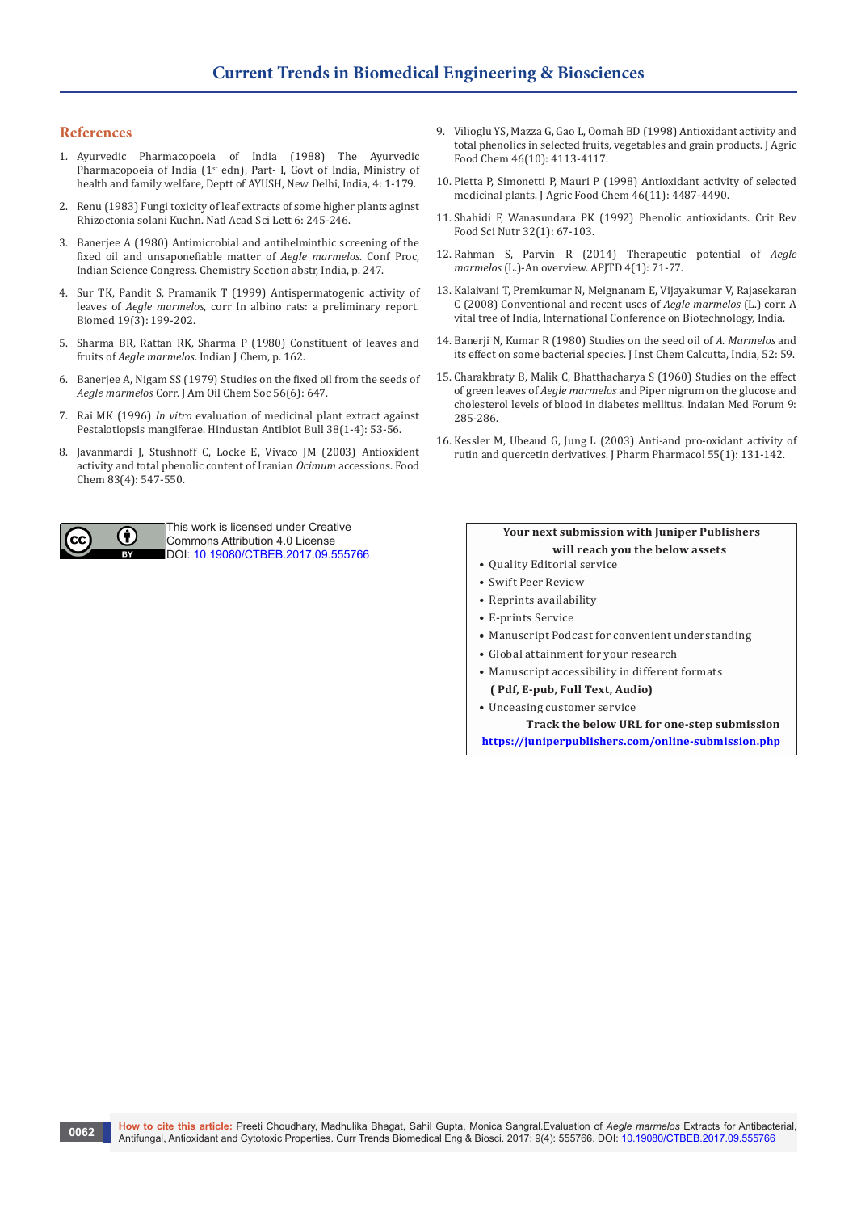## References

1. Ayurvedic Pharmacopoeia of India (1988) The Ayurvedic Pharmacopoeia of India (1st edn), Part- I, Govt of India, Ministry of health and family welfare, Deptt of AYUSH, New Delhi, India, 4: 1-179.
2. Renu (1983) Fungi toxicity of leaf extracts of some higher plants aginst Rhizoctonia solani Kuehn. Natl Acad Sci Lett 6: 245-246.
3. Banerjee A (1980) Antimicrobial and antihelminthic screening of the fixed oil and unsaponefiable matter of *Aegle marmelos*. Conf Proc, Indian Science Congress. Chemistry Section abstr, India, p. 247.
4. Sur TK, Pandit S, Pramanik T (1999) Antispermatogenic activity of leaves of *Aegle marmelos*, corr In albino rats: a preliminary report. Biomed 19(3): 199-202.
5. Sharma BR, Rattan RK, Sharma P (1980) Constituent of leaves and fruits of *Aegle marmelos*. Indian J Chem, p. 162.
6. Banerjee A, Nigam SS (1979) Studies on the fixed oil from the seeds of *Aegle marmelos* Corr. J Am Oil Chem Soc 56(6): 647.
7. Rai MK (1996) *In vitro* evaluation of medicinal plant extract against Pestalotiopsis mangiferae. Hindustan Antibiot Bull 38(1-4): 53-56.
8. Javanmardi J, Stushnoff C, Locke E, Vivaco JM (2003) Antioxident activity and total phenolic content of Iranian *Ocimum* accessions. Food Chem 83(4): 547-550.
9. Vilioglu YS, Mazza G, Gao L, Oomah BD (1998) Antioxidant activity and total phenolics in selected fruits, vegetables and grain products. J Agric Food Chem 46(10): 4113-4117.
10. Pietta P, Simonetti P, Mauri P (1998) Antioxidant activity of selected medicinal plants. J Agric Food Chem 46(11): 4487-4490.
11. Shahidi F, Wanasundara PK (1992) Phenolic antioxidants. Crit Rev Food Sci Nutr 32(1): 67-103.
12. Rahman S, Parvin R (2014) Therapeutic potential of *Aegle marmelos* (L.)-An overview. APJTD 4(1): 71-77.
13. Kalaivani T, Premkumar N, Meignanam E, Vijayakumar V, Rajasekaran C (2008) Conventional and recent uses of *Aegle marmelos* (L.) corr. A vital tree of India, International Conference on Biotechnology, India.
14. Banerji N, Kumar R (1980) Studies on the seed oil of *A. Marmelos* and its effect on some bacterial species. J Inst Chem Calcutta, India, 52: 59.
15. Charakbraty B, Malik C, Bhatthacharya S (1960) Studies on the effect of green leaves of *Aegle marmelos* and Piper nigrum on the glucose and cholesterol levels of blood in diabetes mellitus. Indaian Med Forum 9: 285-286.
16. Kessler M, Ubeaud G, Jung L (2003) Anti-and pro-oxidant activity of rutin and quercetin derivatives. J Pharm Pharmacol 55(1): 131-142.

This work is licensed under Creative Commons Attribution 4.0 License
DOI: 10.19080/CTBEB.2017.09.555766

**Your next submission with Juniper Publishers will reach you the below assets**

- Quality Editorial service
- Swift Peer Review
- Reprints availability
- E-prints Service
- Manuscript Podcast for convenient understanding
- Global attainment for your research
- Manuscript accessibility in different formats
  **( Pdf, E-pub, Full Text, Audio)**
- Unceasing customer service

**Track the below URL for one-step submission**
**https://juniperpublishers.com/online-submission.php**

**How to cite this article:** Preeti Choudhary, Madhulika Bhagat, Sahil Gupta, Monica Sangral.Evaluation of *Aegle marmelos* Extracts for Antibacterial, Antifungal, Antioxidant and Cytotoxic Properties. Curr Trends Biomedical Eng & Biosci. 2017; 9(4): 555766. DOI: 10.19080/CTBEB.2017.09.555766